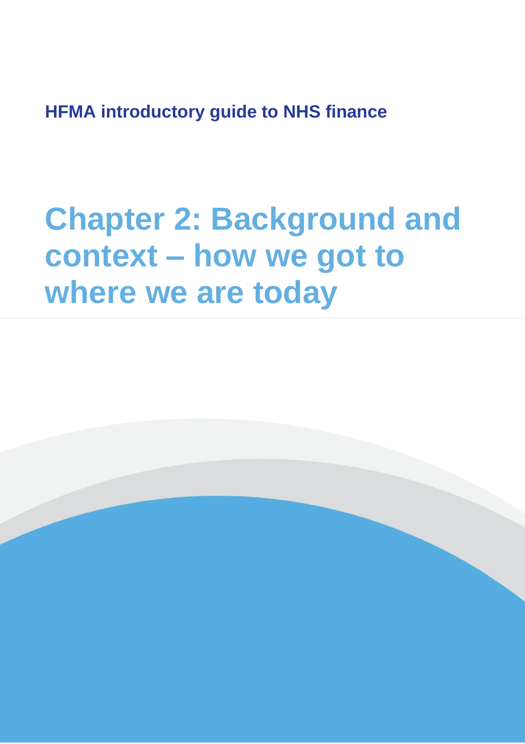HFMA introductory guide to NHS finance

# Chapter 2: Background and context – how we got to where we are today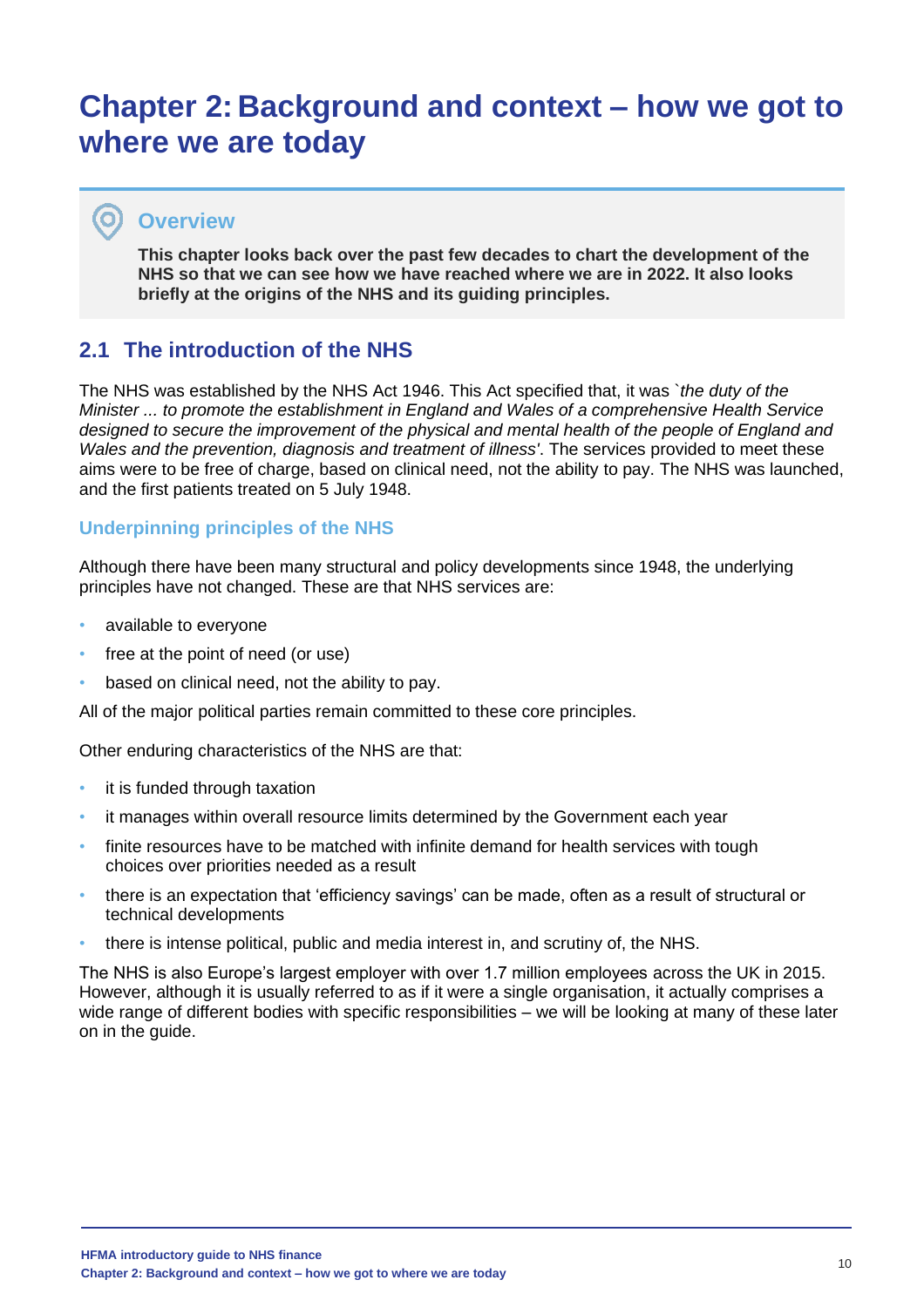# Chapter 2: Background and context – how we got to where we are today

## Overview

**This chapter looks back over the past few decades to chart the development of the NHS so that we can see how we have reached where we are in 2022. It also looks briefly at the origins of the NHS and its guiding principles.**

## 2.1 The introduction of the NHS

The NHS was established by the NHS Act 1946. This Act specified that, it was `*the duty of the Minister ... to promote the establishment in England and Wales of a comprehensive Health Service designed to secure the improvement of the physical and mental health of the people of England and Wales and the prevention, diagnosis and treatment of illness'*. The services provided to meet these aims were to be free of charge, based on clinical need, not the ability to pay. The NHS was launched, and the first patients treated on 5 July 1948.

### Underpinning principles of the NHS

Although there have been many structural and policy developments since 1948, the underlying principles have not changed. These are that NHS services are:

- available to everyone
- free at the point of need (or use)
- based on clinical need, not the ability to pay.

All of the major political parties remain committed to these core principles.

Other enduring characteristics of the NHS are that:

- it is funded through taxation
- it manages within overall resource limits determined by the Government each year
- finite resources have to be matched with infinite demand for health services with tough choices over priorities needed as a result
- there is an expectation that 'efficiency savings' can be made, often as a result of structural or technical developments
- there is intense political, public and media interest in, and scrutiny of, the NHS.

The NHS is also Europe's largest employer with over 1.7 million employees across the UK in 2015. However, although it is usually referred to as if it were a single organisation, it actually comprises a wide range of different bodies with specific responsibilities – we will be looking at many of these later on in the guide.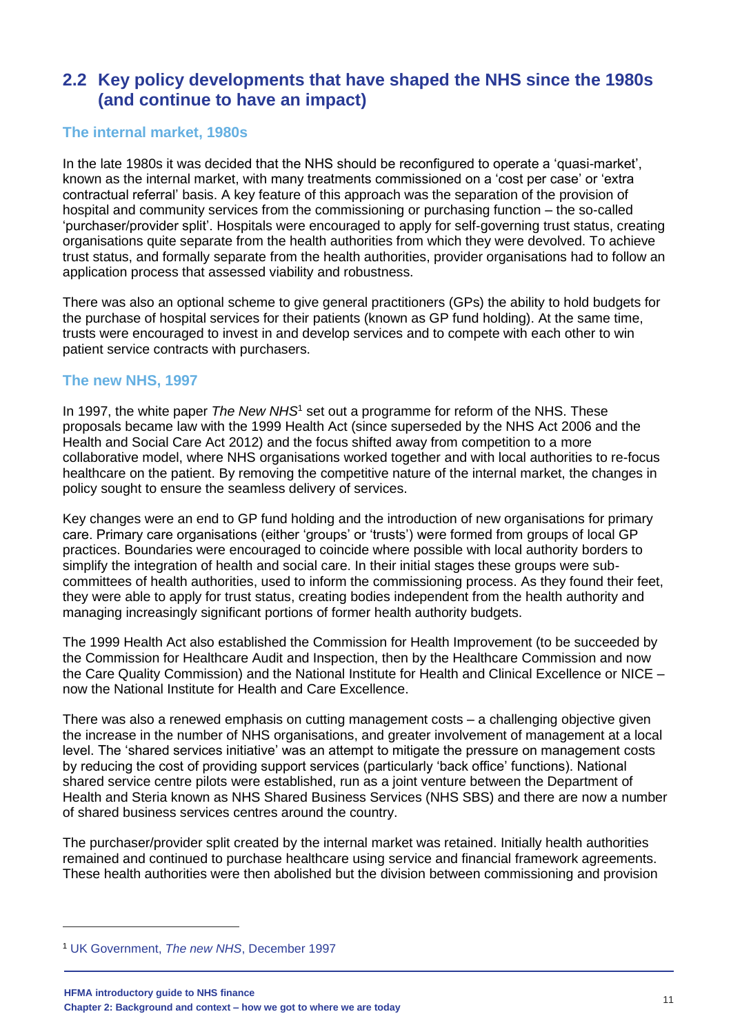## 2.2 Key policy developments that have shaped the NHS since the 1980s (and continue to have an impact)

### The internal market, 1980s

In the late 1980s it was decided that the NHS should be reconfigured to operate a 'quasi-market', known as the internal market, with many treatments commissioned on a 'cost per case' or 'extra contractual referral' basis. A key feature of this approach was the separation of the provision of hospital and community services from the commissioning or purchasing function – the so-called 'purchaser/provider split'. Hospitals were encouraged to apply for self-governing trust status, creating organisations quite separate from the health authorities from which they were devolved. To achieve trust status, and formally separate from the health authorities, provider organisations had to follow an application process that assessed viability and robustness.

There was also an optional scheme to give general practitioners (GPs) the ability to hold budgets for the purchase of hospital services for their patients (known as GP fund holding). At the same time, trusts were encouraged to invest in and develop services and to compete with each other to win patient service contracts with purchasers.

### The new NHS, 1997

In 1997, the white paper *The New NHS*[1] set out a programme for reform of the NHS. These proposals became law with the 1999 Health Act (since superseded by the NHS Act 2006 and the Health and Social Care Act 2012) and the focus shifted away from competition to a more collaborative model, where NHS organisations worked together and with local authorities to re-focus healthcare on the patient. By removing the competitive nature of the internal market, the changes in policy sought to ensure the seamless delivery of services.

Key changes were an end to GP fund holding and the introduction of new organisations for primary care. Primary care organisations (either 'groups' or 'trusts') were formed from groups of local GP practices. Boundaries were encouraged to coincide where possible with local authority borders to simplify the integration of health and social care. In their initial stages these groups were sub-committees of health authorities, used to inform the commissioning process. As they found their feet, they were able to apply for trust status, creating bodies independent from the health authority and managing increasingly significant portions of former health authority budgets.

The 1999 Health Act also established the Commission for Health Improvement (to be succeeded by the Commission for Healthcare Audit and Inspection, then by the Healthcare Commission and now the Care Quality Commission) and the National Institute for Health and Clinical Excellence or NICE – now the National Institute for Health and Care Excellence.

There was also a renewed emphasis on cutting management costs – a challenging objective given the increase in the number of NHS organisations, and greater involvement of management at a local level. The 'shared services initiative' was an attempt to mitigate the pressure on management costs by reducing the cost of providing support services (particularly 'back office' functions). National shared service centre pilots were established, run as a joint venture between the Department of Health and Steria known as NHS Shared Business Services (NHS SBS) and there are now a number of shared business services centres around the country.

The purchaser/provider split created by the internal market was retained. Initially health authorities remained and continued to purchase healthcare using service and financial framework agreements. These health authorities were then abolished but the division between commissioning and provision

[1] UK Government, *The new NHS*, December 1997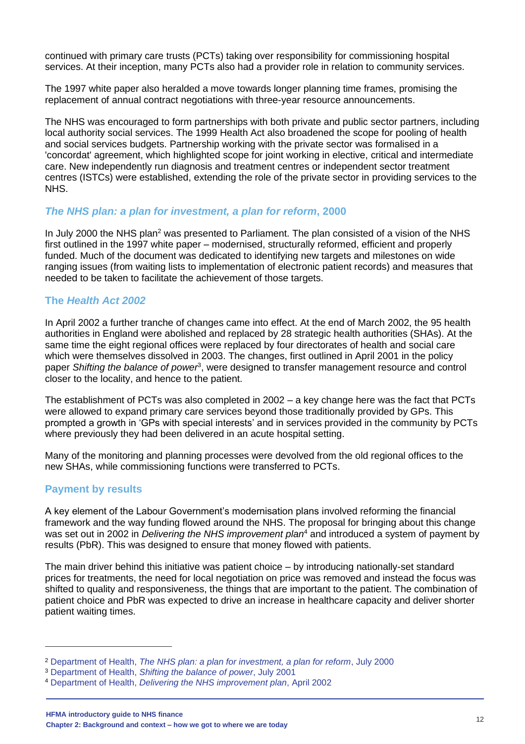continued with primary care trusts (PCTs) taking over responsibility for commissioning hospital services. At their inception, many PCTs also had a provider role in relation to community services.

The 1997 white paper also heralded a move towards longer planning time frames, promising the replacement of annual contract negotiations with three-year resource announcements.

The NHS was encouraged to form partnerships with both private and public sector partners, including local authority social services. The 1999 Health Act also broadened the scope for pooling of health and social services budgets. Partnership working with the private sector was formalised in a 'concordat' agreement, which highlighted scope for joint working in elective, critical and intermediate care. New independently run diagnosis and treatment centres or independent sector treatment centres (ISTCs) were established, extending the role of the private sector in providing services to the NHS.

### *The NHS plan: a plan for investment, a plan for reform*, 2000

In July 2000 the NHS plan[2] was presented to Parliament. The plan consisted of a vision of the NHS first outlined in the 1997 white paper – modernised, structurally reformed, efficient and properly funded. Much of the document was dedicated to identifying new targets and milestones on wide ranging issues (from waiting lists to implementation of electronic patient records) and measures that needed to be taken to facilitate the achievement of those targets.

### The *Health Act 2002*

In April 2002 a further tranche of changes came into effect. At the end of March 2002, the 95 health authorities in England were abolished and replaced by 28 strategic health authorities (SHAs). At the same time the eight regional offices were replaced by four directorates of health and social care which were themselves dissolved in 2003. The changes, first outlined in April 2001 in the policy paper *Shifting the balance of power*[3], were designed to transfer management resource and control closer to the locality, and hence to the patient.

The establishment of PCTs was also completed in 2002 – a key change here was the fact that PCTs were allowed to expand primary care services beyond those traditionally provided by GPs. This prompted a growth in 'GPs with special interests' and in services provided in the community by PCTs where previously they had been delivered in an acute hospital setting.

Many of the monitoring and planning processes were devolved from the old regional offices to the new SHAs, while commissioning functions were transferred to PCTs.

### Payment by results

A key element of the Labour Government's modernisation plans involved reforming the financial framework and the way funding flowed around the NHS. The proposal for bringing about this change was set out in 2002 in *Delivering the NHS improvement plan*[4] and introduced a system of payment by results (PbR). This was designed to ensure that money flowed with patients.

The main driver behind this initiative was patient choice – by introducing nationally-set standard prices for treatments, the need for local negotiation on price was removed and instead the focus was shifted to quality and responsiveness, the things that are important to the patient. The combination of patient choice and PbR was expected to drive an increase in healthcare capacity and deliver shorter patient waiting times.

---

[2] Department of Health, *The NHS plan: a plan for investment, a plan for reform*, July 2000

[3] Department of Health, *Shifting the balance of power*, July 2001

[4] Department of Health, *Delivering the NHS improvement plan*, April 2002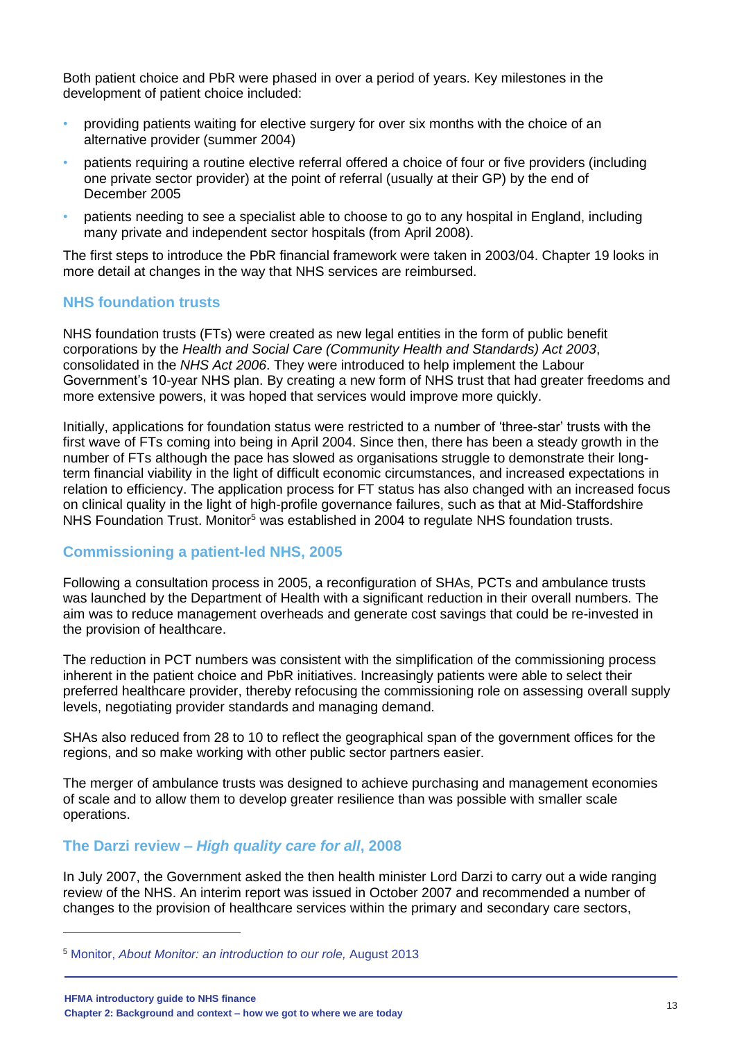Both patient choice and PbR were phased in over a period of years. Key milestones in the development of patient choice included:

- providing patients waiting for elective surgery for over six months with the choice of an alternative provider (summer 2004)
- patients requiring a routine elective referral offered a choice of four or five providers (including one private sector provider) at the point of referral (usually at their GP) by the end of December 2005
- patients needing to see a specialist able to choose to go to any hospital in England, including many private and independent sector hospitals (from April 2008).

The first steps to introduce the PbR financial framework were taken in 2003/04. Chapter 19 looks in more detail at changes in the way that NHS services are reimbursed.

### NHS foundation trusts

NHS foundation trusts (FTs) were created as new legal entities in the form of public benefit corporations by the *Health and Social Care (Community Health and Standards) Act 2003*, consolidated in the *NHS Act 2006*. They were introduced to help implement the Labour Government's 10-year NHS plan. By creating a new form of NHS trust that had greater freedoms and more extensive powers, it was hoped that services would improve more quickly.

Initially, applications for foundation status were restricted to a number of 'three-star' trusts with the first wave of FTs coming into being in April 2004. Since then, there has been a steady growth in the number of FTs although the pace has slowed as organisations struggle to demonstrate their long-term financial viability in the light of difficult economic circumstances, and increased expectations in relation to efficiency. The application process for FT status has also changed with an increased focus on clinical quality in the light of high-profile governance failures, such as that at Mid-Staffordshire NHS Foundation Trust. Monitor[5] was established in 2004 to regulate NHS foundation trusts.

### Commissioning a patient-led NHS, 2005

Following a consultation process in 2005, a reconfiguration of SHAs, PCTs and ambulance trusts was launched by the Department of Health with a significant reduction in their overall numbers. The aim was to reduce management overheads and generate cost savings that could be re-invested in the provision of healthcare.

The reduction in PCT numbers was consistent with the simplification of the commissioning process inherent in the patient choice and PbR initiatives. Increasingly patients were able to select their preferred healthcare provider, thereby refocusing the commissioning role on assessing overall supply levels, negotiating provider standards and managing demand.

SHAs also reduced from 28 to 10 to reflect the geographical span of the government offices for the regions, and so make working with other public sector partners easier.

The merger of ambulance trusts was designed to achieve purchasing and management economies of scale and to allow them to develop greater resilience than was possible with smaller scale operations.

### The Darzi review – *High quality care for all*, 2008

In July 2007, the Government asked the then health minister Lord Darzi to carry out a wide ranging review of the NHS. An interim report was issued in October 2007 and recommended a number of changes to the provision of healthcare services within the primary and secondary care sectors,

---

[5] Monitor, *About Monitor: an introduction to our role,* August 2013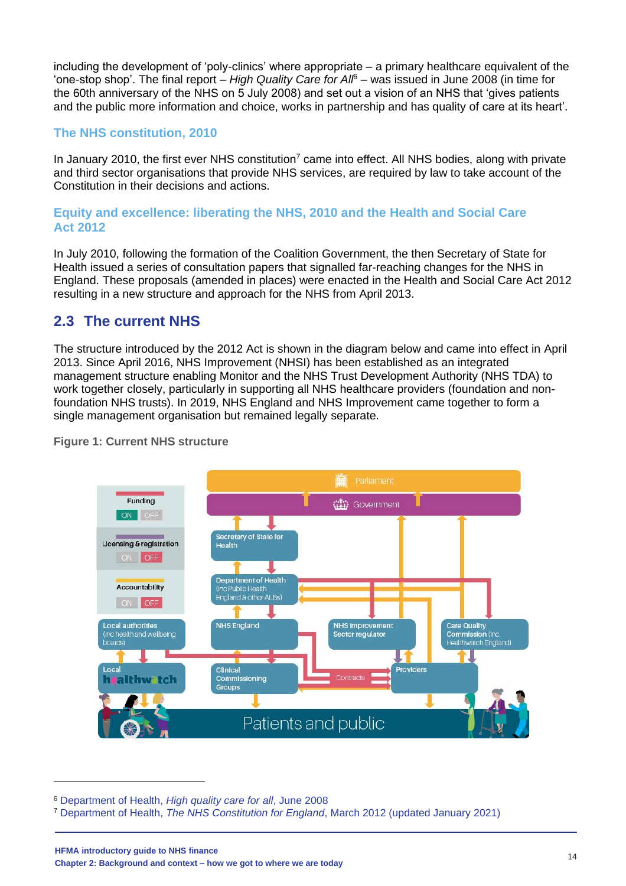including the development of 'poly-clinics' where appropriate – a primary healthcare equivalent of the 'one-stop shop'. The final report – *High Quality Care for All*[6] – was issued in June 2008 (in time for the 60th anniversary of the NHS on 5 July 2008) and set out a vision of an NHS that 'gives patients and the public more information and choice, works in partnership and has quality of care at its heart'.

### The NHS constitution, 2010

In January 2010, the first ever NHS constitution[7] came into effect. All NHS bodies, along with private and third sector organisations that provide NHS services, are required by law to take account of the Constitution in their decisions and actions.

### Equity and excellence: liberating the NHS, 2010 and the Health and Social Care Act 2012

In July 2010, following the formation of the Coalition Government, the then Secretary of State for Health issued a series of consultation papers that signalled far-reaching changes for the NHS in England. These proposals (amended in places) were enacted in the Health and Social Care Act 2012 resulting in a new structure and approach for the NHS from April 2013.

## 2.3 The current NHS

The structure introduced by the 2012 Act is shown in the diagram below and came into effect in April 2013. Since April 2016, NHS Improvement (NHSI) has been established as an integrated management structure enabling Monitor and the NHS Trust Development Authority (NHS TDA) to work together closely, particularly in supporting all NHS healthcare providers (foundation and non-foundation NHS trusts). In 2019, NHS England and NHS Improvement came together to form a single management organisation but remained legally separate.

**Figure 1: Current NHS structure**

Parliament

Government

Funding ON OFF

Licensing & registration ON OFF

Accountability ON OFF

Secretary of State for Health

Department of Health (inc Public Health England & other ALBs)

Local authorities (inc health and wellbeing boards)

NHS England

NHS Improvement Sector regulator

Care Quality Commission (inc Healthwatch England)

Local healthwatch

Clinical Commissioning Groups

Contracts

Providers

Patients and public

---

[6] Department of Health, *High quality care for all*, June 2008

[7] Department of Health, *The NHS Constitution for England*, March 2012 (updated January 2021)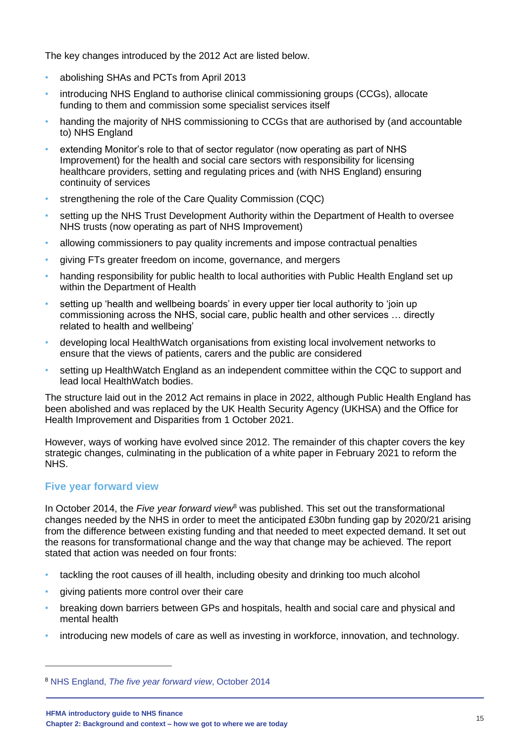The key changes introduced by the 2012 Act are listed below.

- abolishing SHAs and PCTs from April 2013
- introducing NHS England to authorise clinical commissioning groups (CCGs), allocate funding to them and commission some specialist services itself
- handing the majority of NHS commissioning to CCGs that are authorised by (and accountable to) NHS England
- extending Monitor's role to that of sector regulator (now operating as part of NHS Improvement) for the health and social care sectors with responsibility for licensing healthcare providers, setting and regulating prices and (with NHS England) ensuring continuity of services
- strengthening the role of the Care Quality Commission (CQC)
- setting up the NHS Trust Development Authority within the Department of Health to oversee NHS trusts (now operating as part of NHS Improvement)
- allowing commissioners to pay quality increments and impose contractual penalties
- giving FTs greater freedom on income, governance, and mergers
- handing responsibility for public health to local authorities with Public Health England set up within the Department of Health
- setting up 'health and wellbeing boards' in every upper tier local authority to 'join up commissioning across the NHS, social care, public health and other services … directly related to health and wellbeing'
- developing local HealthWatch organisations from existing local involvement networks to ensure that the views of patients, carers and the public are considered
- setting up HealthWatch England as an independent committee within the CQC to support and lead local HealthWatch bodies.

The structure laid out in the 2012 Act remains in place in 2022, although Public Health England has been abolished and was replaced by the UK Health Security Agency (UKHSA) and the Office for Health Improvement and Disparities from 1 October 2021.

However, ways of working have evolved since 2012. The remainder of this chapter covers the key strategic changes, culminating in the publication of a white paper in February 2021 to reform the NHS.

## Five year forward view

In October 2014, the *Five year forward view*[8] was published. This set out the transformational changes needed by the NHS in order to meet the anticipated £30bn funding gap by 2020/21 arising from the difference between existing funding and that needed to meet expected demand. It set out the reasons for transformational change and the way that change may be achieved. The report stated that action was needed on four fronts:

- tackling the root causes of ill health, including obesity and drinking too much alcohol
- giving patients more control over their care
- breaking down barriers between GPs and hospitals, health and social care and physical and mental health
- introducing new models of care as well as investing in workforce, innovation, and technology.

---

[8] NHS England, *The five year forward view*, October 2014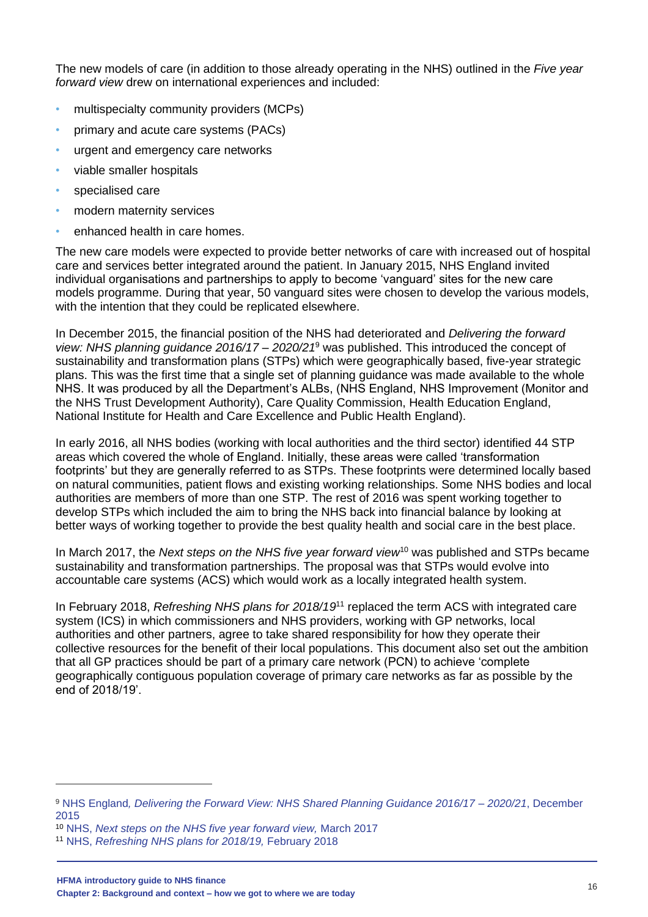The new models of care (in addition to those already operating in the NHS) outlined in the *Five year forward view* drew on international experiences and included:

- multispecialty community providers (MCPs)
- primary and acute care systems (PACs)
- urgent and emergency care networks
- viable smaller hospitals
- specialised care
- modern maternity services
- enhanced health in care homes.

The new care models were expected to provide better networks of care with increased out of hospital care and services better integrated around the patient. In January 2015, NHS England invited individual organisations and partnerships to apply to become 'vanguard' sites for the new care models programme. During that year, 50 vanguard sites were chosen to develop the various models, with the intention that they could be replicated elsewhere.

In December 2015, the financial position of the NHS had deteriorated and *Delivering the forward view: NHS planning guidance 2016/17 – 2020/21*[9] was published. This introduced the concept of sustainability and transformation plans (STPs) which were geographically based, five-year strategic plans. This was the first time that a single set of planning guidance was made available to the whole NHS. It was produced by all the Department's ALBs, (NHS England, NHS Improvement (Monitor and the NHS Trust Development Authority), Care Quality Commission, Health Education England, National Institute for Health and Care Excellence and Public Health England).

In early 2016, all NHS bodies (working with local authorities and the third sector) identified 44 STP areas which covered the whole of England. Initially, these areas were called 'transformation footprints' but they are generally referred to as STPs. These footprints were determined locally based on natural communities, patient flows and existing working relationships. Some NHS bodies and local authorities are members of more than one STP. The rest of 2016 was spent working together to develop STPs which included the aim to bring the NHS back into financial balance by looking at better ways of working together to provide the best quality health and social care in the best place.

In March 2017, the *Next steps on the NHS five year forward view*[10] was published and STPs became sustainability and transformation partnerships. The proposal was that STPs would evolve into accountable care systems (ACS) which would work as a locally integrated health system.

In February 2018, *Refreshing NHS plans for 2018/19*[11] replaced the term ACS with integrated care system (ICS) in which commissioners and NHS providers, working with GP networks, local authorities and other partners, agree to take shared responsibility for how they operate their collective resources for the benefit of their local populations. This document also set out the ambition that all GP practices should be part of a primary care network (PCN) to achieve 'complete geographically contiguous population coverage of primary care networks as far as possible by the end of 2018/19'.

---

[9] NHS England*, Delivering the Forward View: NHS Shared Planning Guidance 2016/17 – 2020/21*, December 2015

[10] NHS, *Next steps on the NHS five year forward view,* March 2017

[11] NHS, *Refreshing NHS plans for 2018/19,* February 2018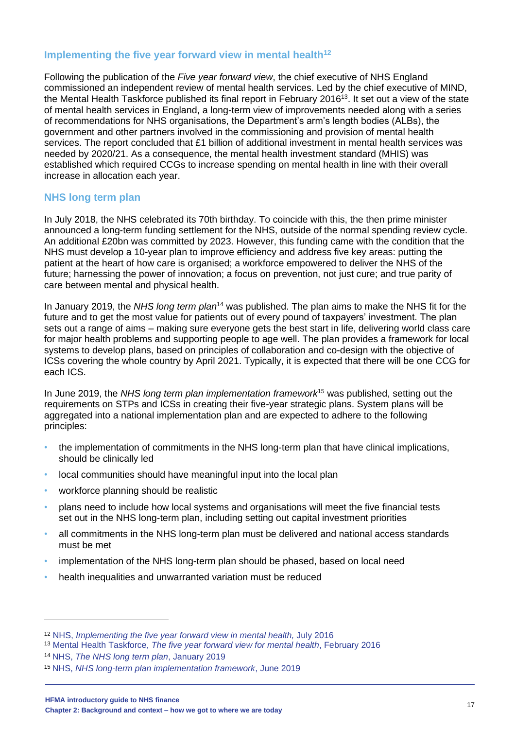## Implementing the five year forward view in mental health[12]

Following the publication of the *Five year forward view*, the chief executive of NHS England commissioned an independent review of mental health services. Led by the chief executive of MIND, the Mental Health Taskforce published its final report in February 2016[13]. It set out a view of the state of mental health services in England, a long-term view of improvements needed along with a series of recommendations for NHS organisations, the Department's arm's length bodies (ALBs), the government and other partners involved in the commissioning and provision of mental health services. The report concluded that £1 billion of additional investment in mental health services was needed by 2020/21. As a consequence, the mental health investment standard (MHIS) was established which required CCGs to increase spending on mental health in line with their overall increase in allocation each year.

## NHS long term plan

In July 2018, the NHS celebrated its 70th birthday. To coincide with this, the then prime minister announced a long-term funding settlement for the NHS, outside of the normal spending review cycle. An additional £20bn was committed by 2023. However, this funding came with the condition that the NHS must develop a 10-year plan to improve efficiency and address five key areas: putting the patient at the heart of how care is organised; a workforce empowered to deliver the NHS of the future; harnessing the power of innovation; a focus on prevention, not just cure; and true parity of care between mental and physical health.

In January 2019, the *NHS long term plan*[14] was published. The plan aims to make the NHS fit for the future and to get the most value for patients out of every pound of taxpayers' investment. The plan sets out a range of aims – making sure everyone gets the best start in life, delivering world class care for major health problems and supporting people to age well. The plan provides a framework for local systems to develop plans, based on principles of collaboration and co-design with the objective of ICSs covering the whole country by April 2021. Typically, it is expected that there will be one CCG for each ICS.

In June 2019, the *NHS long term plan implementation framework*[15] was published, setting out the requirements on STPs and ICSs in creating their five-year strategic plans. System plans will be aggregated into a national implementation plan and are expected to adhere to the following principles:

- the implementation of commitments in the NHS long-term plan that have clinical implications, should be clinically led
- local communities should have meaningful input into the local plan
- workforce planning should be realistic
- plans need to include how local systems and organisations will meet the five financial tests set out in the NHS long-term plan, including setting out capital investment priorities
- all commitments in the NHS long-term plan must be delivered and national access standards must be met
- implementation of the NHS long-term plan should be phased, based on local need
- health inequalities and unwarranted variation must be reduced

---

[12] NHS, *Implementing the five year forward view in mental health,* July 2016

[13] Mental Health Taskforce, *The five year forward view for mental health*, February 2016

[14] NHS, *The NHS long term plan*, January 2019

[15] NHS, *NHS long-term plan implementation framework*, June 2019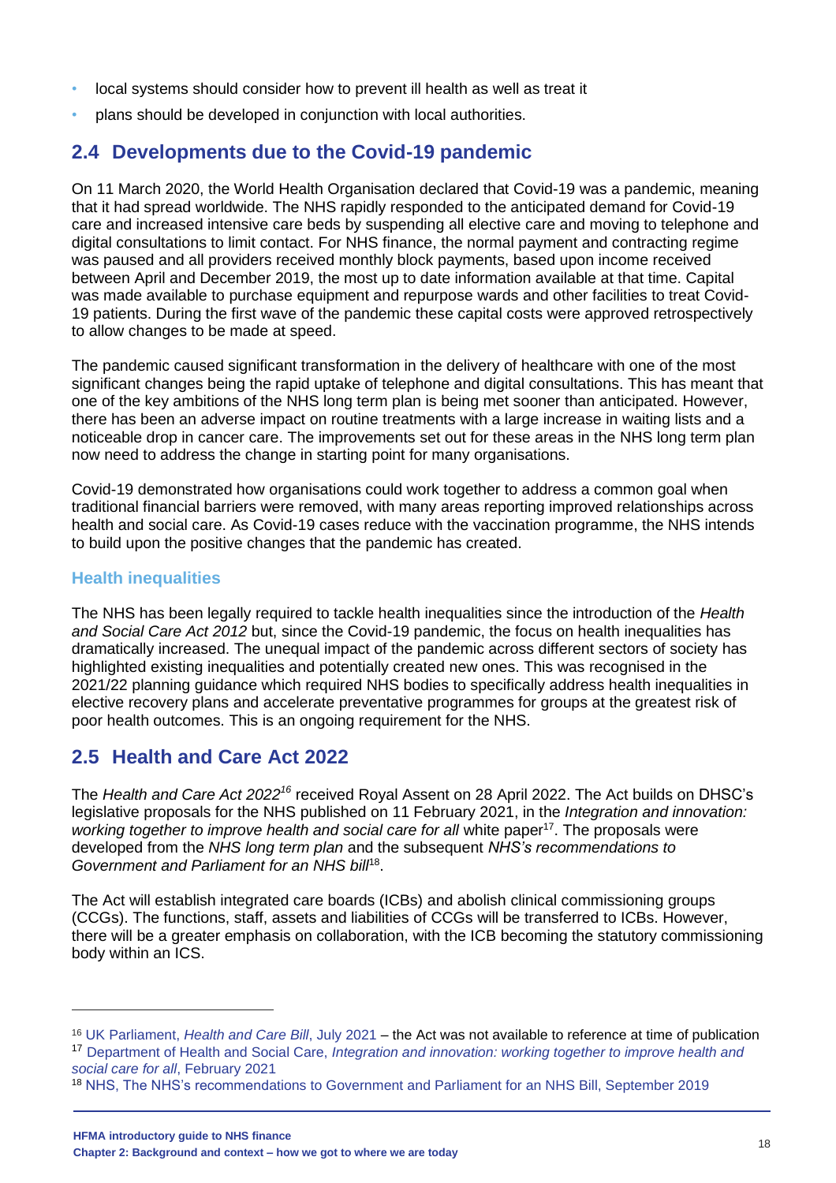- local systems should consider how to prevent ill health as well as treat it
- plans should be developed in conjunction with local authorities.

## 2.4 Developments due to the Covid-19 pandemic

On 11 March 2020, the World Health Organisation declared that Covid-19 was a pandemic, meaning that it had spread worldwide. The NHS rapidly responded to the anticipated demand for Covid-19 care and increased intensive care beds by suspending all elective care and moving to telephone and digital consultations to limit contact. For NHS finance, the normal payment and contracting regime was paused and all providers received monthly block payments, based upon income received between April and December 2019, the most up to date information available at that time. Capital was made available to purchase equipment and repurpose wards and other facilities to treat Covid-19 patients. During the first wave of the pandemic these capital costs were approved retrospectively to allow changes to be made at speed.

The pandemic caused significant transformation in the delivery of healthcare with one of the most significant changes being the rapid uptake of telephone and digital consultations. This has meant that one of the key ambitions of the NHS long term plan is being met sooner than anticipated. However, there has been an adverse impact on routine treatments with a large increase in waiting lists and a noticeable drop in cancer care. The improvements set out for these areas in the NHS long term plan now need to address the change in starting point for many organisations.

Covid-19 demonstrated how organisations could work together to address a common goal when traditional financial barriers were removed, with many areas reporting improved relationships across health and social care. As Covid-19 cases reduce with the vaccination programme, the NHS intends to build upon the positive changes that the pandemic has created.

### Health inequalities

The NHS has been legally required to tackle health inequalities since the introduction of the *Health and Social Care Act 2012* but, since the Covid-19 pandemic, the focus on health inequalities has dramatically increased. The unequal impact of the pandemic across different sectors of society has highlighted existing inequalities and potentially created new ones. This was recognised in the 2021/22 planning guidance which required NHS bodies to specifically address health inequalities in elective recovery plans and accelerate preventative programmes for groups at the greatest risk of poor health outcomes. This is an ongoing requirement for the NHS.

## 2.5 Health and Care Act 2022

The *Health and Care Act 2022*[16] received Royal Assent on 28 April 2022. The Act builds on DHSC's legislative proposals for the NHS published on 11 February 2021, in the *Integration and innovation: working together to improve health and social care for all* white paper[17]. The proposals were developed from the *NHS long term plan* and the subsequent *NHS's recommendations to Government and Parliament for an NHS bill*[18].

The Act will establish integrated care boards (ICBs) and abolish clinical commissioning groups (CCGs). The functions, staff, assets and liabilities of CCGs will be transferred to ICBs. However, there will be a greater emphasis on collaboration, with the ICB becoming the statutory commissioning body within an ICS.

---

[16] UK Parliament, *Health and Care Bill*, July 2021 – the Act was not available to reference at time of publication

[17] Department of Health and Social Care, *Integration and innovation: working together to improve health and social care for all*, February 2021

[18] NHS, The NHS's recommendations to Government and Parliament for an NHS Bill, September 2019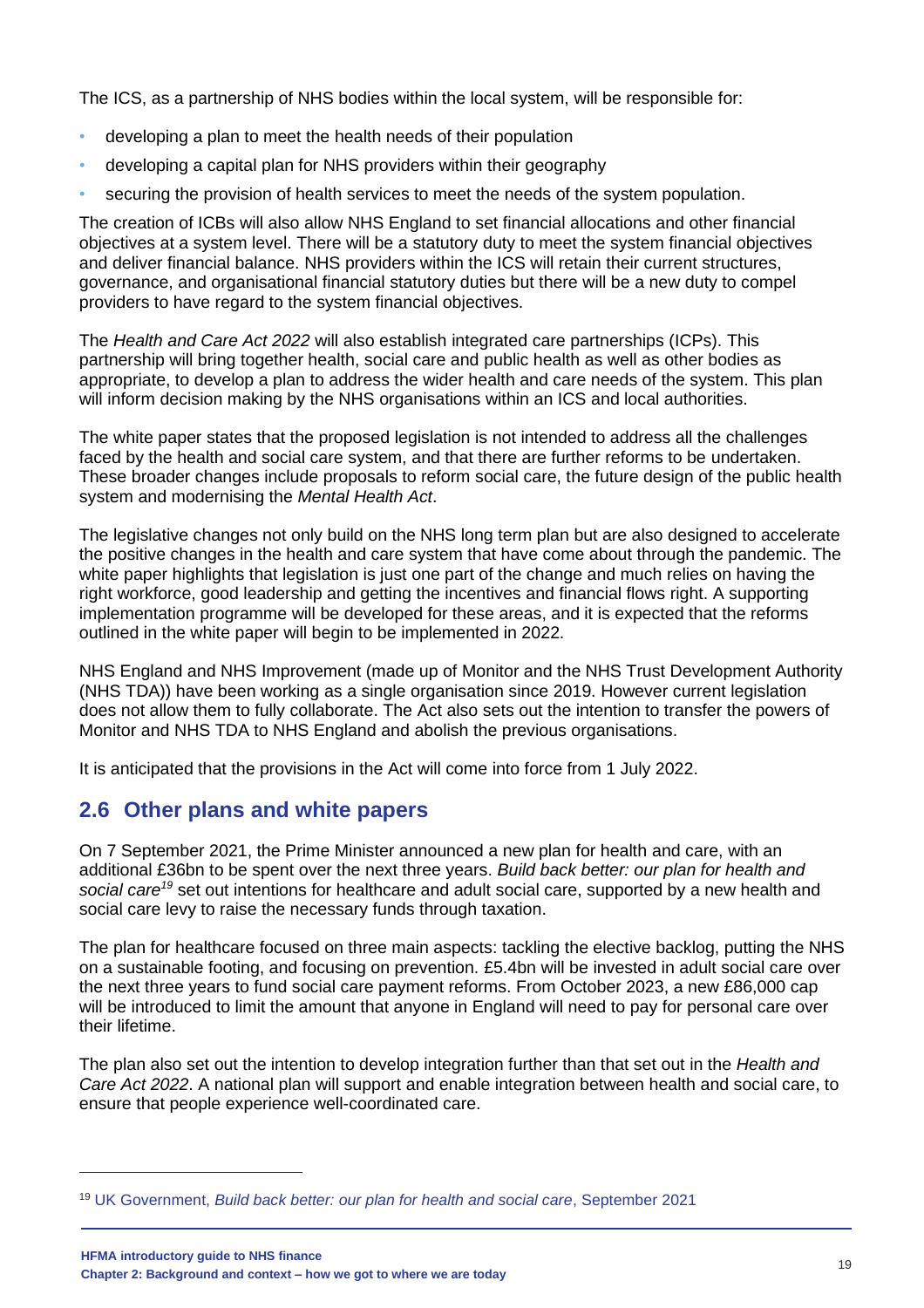The ICS, as a partnership of NHS bodies within the local system, will be responsible for:

- developing a plan to meet the health needs of their population
- developing a capital plan for NHS providers within their geography
- securing the provision of health services to meet the needs of the system population.

The creation of ICBs will also allow NHS England to set financial allocations and other financial objectives at a system level. There will be a statutory duty to meet the system financial objectives and deliver financial balance. NHS providers within the ICS will retain their current structures, governance, and organisational financial statutory duties but there will be a new duty to compel providers to have regard to the system financial objectives.

The *Health and Care Act 2022* will also establish integrated care partnerships (ICPs). This partnership will bring together health, social care and public health as well as other bodies as appropriate, to develop a plan to address the wider health and care needs of the system. This plan will inform decision making by the NHS organisations within an ICS and local authorities.

The white paper states that the proposed legislation is not intended to address all the challenges faced by the health and social care system, and that there are further reforms to be undertaken. These broader changes include proposals to reform social care, the future design of the public health system and modernising the *Mental Health Act*.

The legislative changes not only build on the NHS long term plan but are also designed to accelerate the positive changes in the health and care system that have come about through the pandemic. The white paper highlights that legislation is just one part of the change and much relies on having the right workforce, good leadership and getting the incentives and financial flows right. A supporting implementation programme will be developed for these areas, and it is expected that the reforms outlined in the white paper will begin to be implemented in 2022.

NHS England and NHS Improvement (made up of Monitor and the NHS Trust Development Authority (NHS TDA)) have been working as a single organisation since 2019. However current legislation does not allow them to fully collaborate. The Act also sets out the intention to transfer the powers of Monitor and NHS TDA to NHS England and abolish the previous organisations.

It is anticipated that the provisions in the Act will come into force from 1 July 2022.

## 2.6 Other plans and white papers

On 7 September 2021, the Prime Minister announced a new plan for health and care, with an additional £36bn to be spent over the next three years. *Build back better: our plan for health and social care*[19] set out intentions for healthcare and adult social care, supported by a new health and social care levy to raise the necessary funds through taxation.

The plan for healthcare focused on three main aspects: tackling the elective backlog, putting the NHS on a sustainable footing, and focusing on prevention. £5.4bn will be invested in adult social care over the next three years to fund social care payment reforms. From October 2023, a new £86,000 cap will be introduced to limit the amount that anyone in England will need to pay for personal care over their lifetime.

The plan also set out the intention to develop integration further than that set out in the *Health and Care Act 2022*. A national plan will support and enable integration between health and social care, to ensure that people experience well-coordinated care.

---

[19] UK Government, *Build back better: our plan for health and social care*, September 2021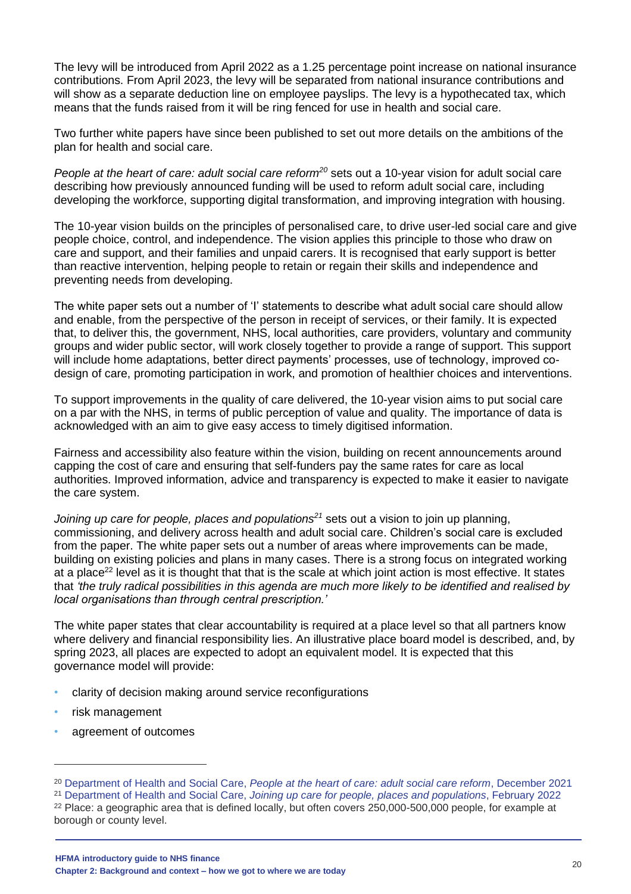The levy will be introduced from April 2022 as a 1.25 percentage point increase on national insurance contributions. From April 2023, the levy will be separated from national insurance contributions and will show as a separate deduction line on employee payslips. The levy is a hypothecated tax, which means that the funds raised from it will be ring fenced for use in health and social care.

Two further white papers have since been published to set out more details on the ambitions of the plan for health and social care.

*People at the heart of care: adult social care reform*[20] sets out a 10-year vision for adult social care describing how previously announced funding will be used to reform adult social care, including developing the workforce, supporting digital transformation, and improving integration with housing.

The 10-year vision builds on the principles of personalised care, to drive user-led social care and give people choice, control, and independence. The vision applies this principle to those who draw on care and support, and their families and unpaid carers. It is recognised that early support is better than reactive intervention, helping people to retain or regain their skills and independence and preventing needs from developing.

The white paper sets out a number of 'I' statements to describe what adult social care should allow and enable, from the perspective of the person in receipt of services, or their family. It is expected that, to deliver this, the government, NHS, local authorities, care providers, voluntary and community groups and wider public sector, will work closely together to provide a range of support. This support will include home adaptations, better direct payments' processes, use of technology, improved co-design of care, promoting participation in work, and promotion of healthier choices and interventions.

To support improvements in the quality of care delivered, the 10-year vision aims to put social care on a par with the NHS, in terms of public perception of value and quality. The importance of data is acknowledged with an aim to give easy access to timely digitised information.

Fairness and accessibility also feature within the vision, building on recent announcements around capping the cost of care and ensuring that self-funders pay the same rates for care as local authorities. Improved information, advice and transparency is expected to make it easier to navigate the care system.

*Joining up care for people, places and populations*[21] sets out a vision to join up planning, commissioning, and delivery across health and adult social care. Children's social care is excluded from the paper. The white paper sets out a number of areas where improvements can be made, building on existing policies and plans in many cases. There is a strong focus on integrated working at a place[22] level as it is thought that that is the scale at which joint action is most effective. It states that *'the truly radical possibilities in this agenda are much more likely to be identified and realised by local organisations than through central prescription.'*

The white paper states that clear accountability is required at a place level so that all partners know where delivery and financial responsibility lies. An illustrative place board model is described, and, by spring 2023, all places are expected to adopt an equivalent model. It is expected that this governance model will provide:

- clarity of decision making around service reconfigurations
- risk management
- agreement of outcomes

---

[20] Department of Health and Social Care, *People at the heart of care: adult social care reform*, December 2021

[21] Department of Health and Social Care, *Joining up care for people, places and populations*, February 2022

[22] Place: a geographic area that is defined locally, but often covers 250,000-500,000 people, for example at borough or county level.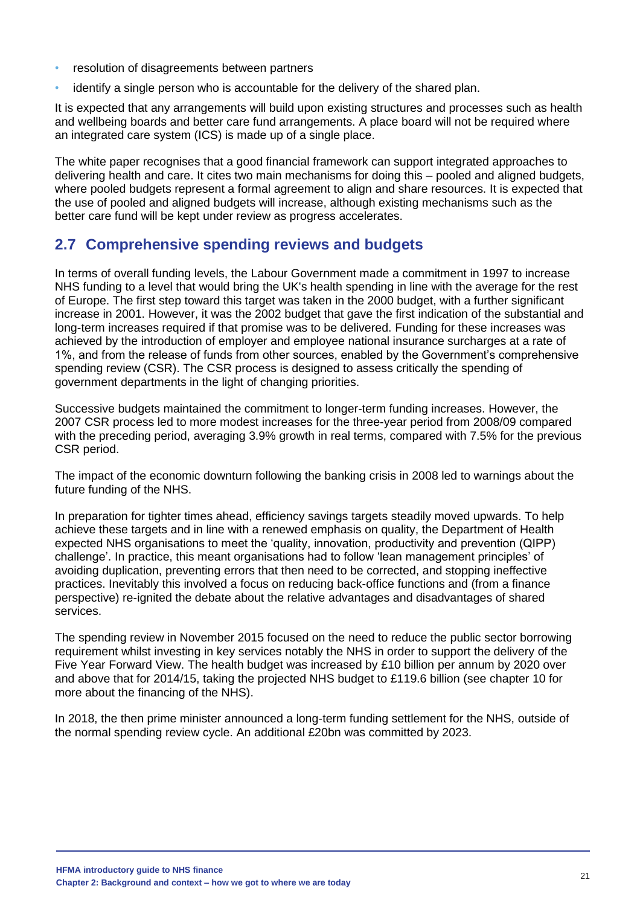- resolution of disagreements between partners
- identify a single person who is accountable for the delivery of the shared plan.

It is expected that any arrangements will build upon existing structures and processes such as health and wellbeing boards and better care fund arrangements. A place board will not be required where an integrated care system (ICS) is made up of a single place.

The white paper recognises that a good financial framework can support integrated approaches to delivering health and care. It cites two main mechanisms for doing this – pooled and aligned budgets, where pooled budgets represent a formal agreement to align and share resources. It is expected that the use of pooled and aligned budgets will increase, although existing mechanisms such as the better care fund will be kept under review as progress accelerates.

## 2.7 Comprehensive spending reviews and budgets

In terms of overall funding levels, the Labour Government made a commitment in 1997 to increase NHS funding to a level that would bring the UK's health spending in line with the average for the rest of Europe. The first step toward this target was taken in the 2000 budget, with a further significant increase in 2001. However, it was the 2002 budget that gave the first indication of the substantial and long-term increases required if that promise was to be delivered. Funding for these increases was achieved by the introduction of employer and employee national insurance surcharges at a rate of 1%, and from the release of funds from other sources, enabled by the Government's comprehensive spending review (CSR). The CSR process is designed to assess critically the spending of government departments in the light of changing priorities.

Successive budgets maintained the commitment to longer-term funding increases. However, the 2007 CSR process led to more modest increases for the three-year period from 2008/09 compared with the preceding period, averaging 3.9% growth in real terms, compared with 7.5% for the previous CSR period.

The impact of the economic downturn following the banking crisis in 2008 led to warnings about the future funding of the NHS.

In preparation for tighter times ahead, efficiency savings targets steadily moved upwards. To help achieve these targets and in line with a renewed emphasis on quality, the Department of Health expected NHS organisations to meet the 'quality, innovation, productivity and prevention (QIPP) challenge'. In practice, this meant organisations had to follow 'lean management principles' of avoiding duplication, preventing errors that then need to be corrected, and stopping ineffective practices. Inevitably this involved a focus on reducing back-office functions and (from a finance perspective) re-ignited the debate about the relative advantages and disadvantages of shared services.

The spending review in November 2015 focused on the need to reduce the public sector borrowing requirement whilst investing in key services notably the NHS in order to support the delivery of the Five Year Forward View. The health budget was increased by £10 billion per annum by 2020 over and above that for 2014/15, taking the projected NHS budget to £119.6 billion (see chapter 10 for more about the financing of the NHS).

In 2018, the then prime minister announced a long-term funding settlement for the NHS, outside of the normal spending review cycle. An additional £20bn was committed by 2023.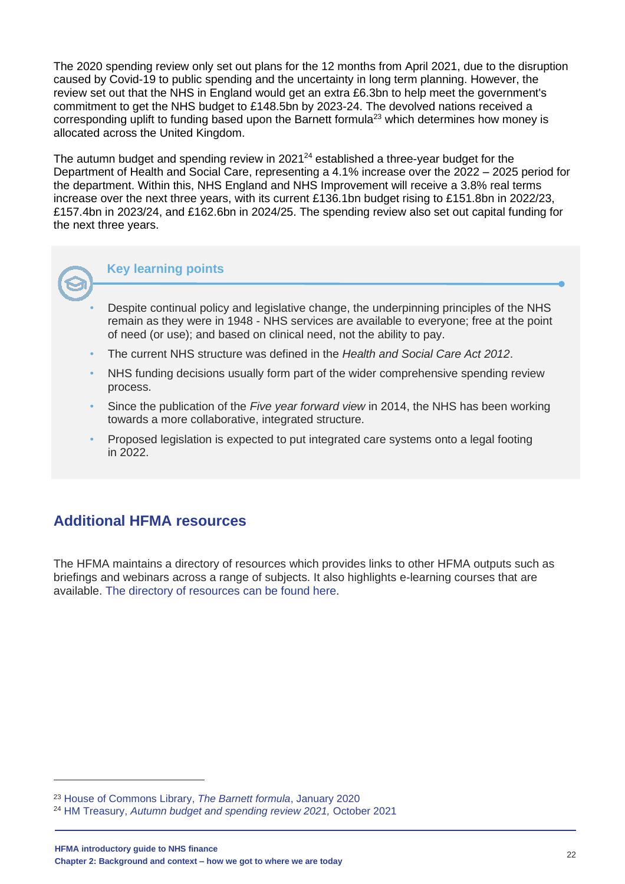The 2020 spending review only set out plans for the 12 months from April 2021, due to the disruption caused by Covid-19 to public spending and the uncertainty in long term planning. However, the review set out that the NHS in England would get an extra £6.3bn to help meet the government's commitment to get the NHS budget to £148.5bn by 2023-24. The devolved nations received a corresponding uplift to funding based upon the Barnett formula[23] which determines how money is allocated across the United Kingdom.

The autumn budget and spending review in 2021[24] established a three-year budget for the Department of Health and Social Care, representing a 4.1% increase over the 2022 – 2025 period for the department. Within this, NHS England and NHS Improvement will receive a 3.8% real terms increase over the next three years, with its current £136.1bn budget rising to £151.8bn in 2022/23, £157.4bn in 2023/24, and £162.6bn in 2024/25. The spending review also set out capital funding for the next three years.

### Key learning points

- Despite continual policy and legislative change, the underpinning principles of the NHS remain as they were in 1948 - NHS services are available to everyone; free at the point of need (or use); and based on clinical need, not the ability to pay.
- The current NHS structure was defined in the *Health and Social Care Act 2012*.
- NHS funding decisions usually form part of the wider comprehensive spending review process.
- Since the publication of the *Five year forward view* in 2014, the NHS has been working towards a more collaborative, integrated structure.
- Proposed legislation is expected to put integrated care systems onto a legal footing in 2022.

## Additional HFMA resources

The HFMA maintains a directory of resources which provides links to other HFMA outputs such as briefings and webinars across a range of subjects. It also highlights e-learning courses that are available. The directory of resources can be found here.

---

[23] House of Commons Library, *The Barnett formula*, January 2020

[24] HM Treasury, *Autumn budget and spending review 2021,* October 2021